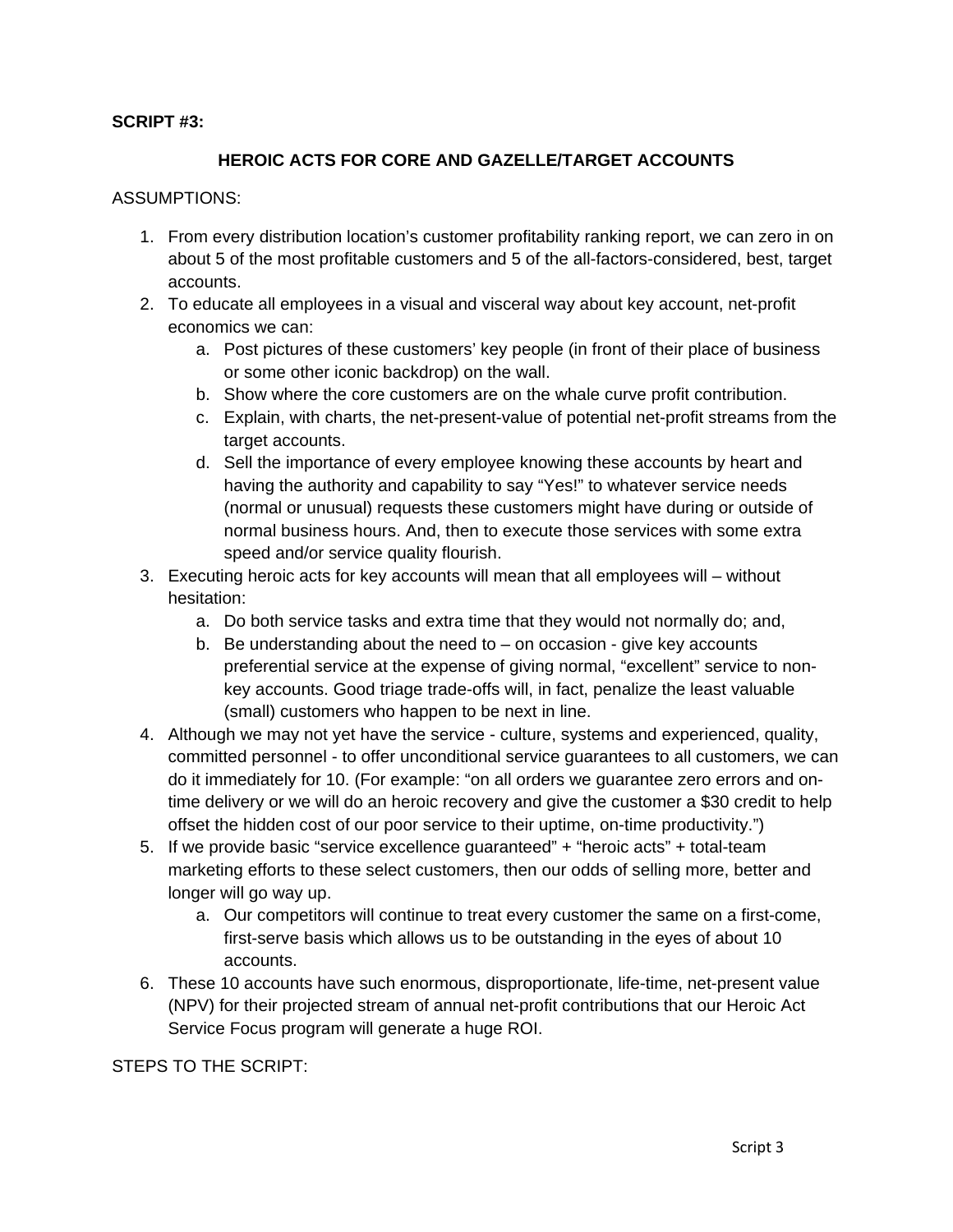**SCRIPT #3:**

## HEROIC ACTS FOR CORE AND GAZELLE/TARGET ACCOUNTS

ASSUMPTIONS:

1. From every distribution location's customer profitability ranking report, we can zero in on about 5 of the most profitable customers and 5 of the all-factors-considered, best, target accounts.
2. To educate all employees in a visual and visceral way about key account, net-profit economics we can:
   a. Post pictures of these customers' key people (in front of their place of business or some other iconic backdrop) on the wall.
   b. Show where the core customers are on the whale curve profit contribution.
   c. Explain, with charts, the net-present-value of potential net-profit streams from the target accounts.
   d. Sell the importance of every employee knowing these accounts by heart and having the authority and capability to say "Yes!" to whatever service needs (normal or unusual) requests these customers might have during or outside of normal business hours. And, then to execute those services with some extra speed and/or service quality flourish.
3. Executing heroic acts for key accounts will mean that all employees will – without hesitation:
   a. Do both service tasks and extra time that they would not normally do; and,
   b. Be understanding about the need to – on occasion - give key accounts preferential service at the expense of giving normal, "excellent" service to non-key accounts. Good triage trade-offs will, in fact, penalize the least valuable (small) customers who happen to be next in line.
4. Although we may not yet have the service - culture, systems and experienced, quality, committed personnel - to offer unconditional service guarantees to all customers, we can do it immediately for 10. (For example: "on all orders we guarantee zero errors and on-time delivery or we will do an heroic recovery and give the customer a $30 credit to help offset the hidden cost of our poor service to their uptime, on-time productivity.")
5. If we provide basic "service excellence guaranteed" + "heroic acts" + total-team marketing efforts to these select customers, then our odds of selling more, better and longer will go way up.
   a. Our competitors will continue to treat every customer the same on a first-come, first-serve basis which allows us to be outstanding in the eyes of about 10 accounts.
6. These 10 accounts have such enormous, disproportionate, life-time, net-present value (NPV) for their projected stream of annual net-profit contributions that our Heroic Act Service Focus program will generate a huge ROI.

STEPS TO THE SCRIPT: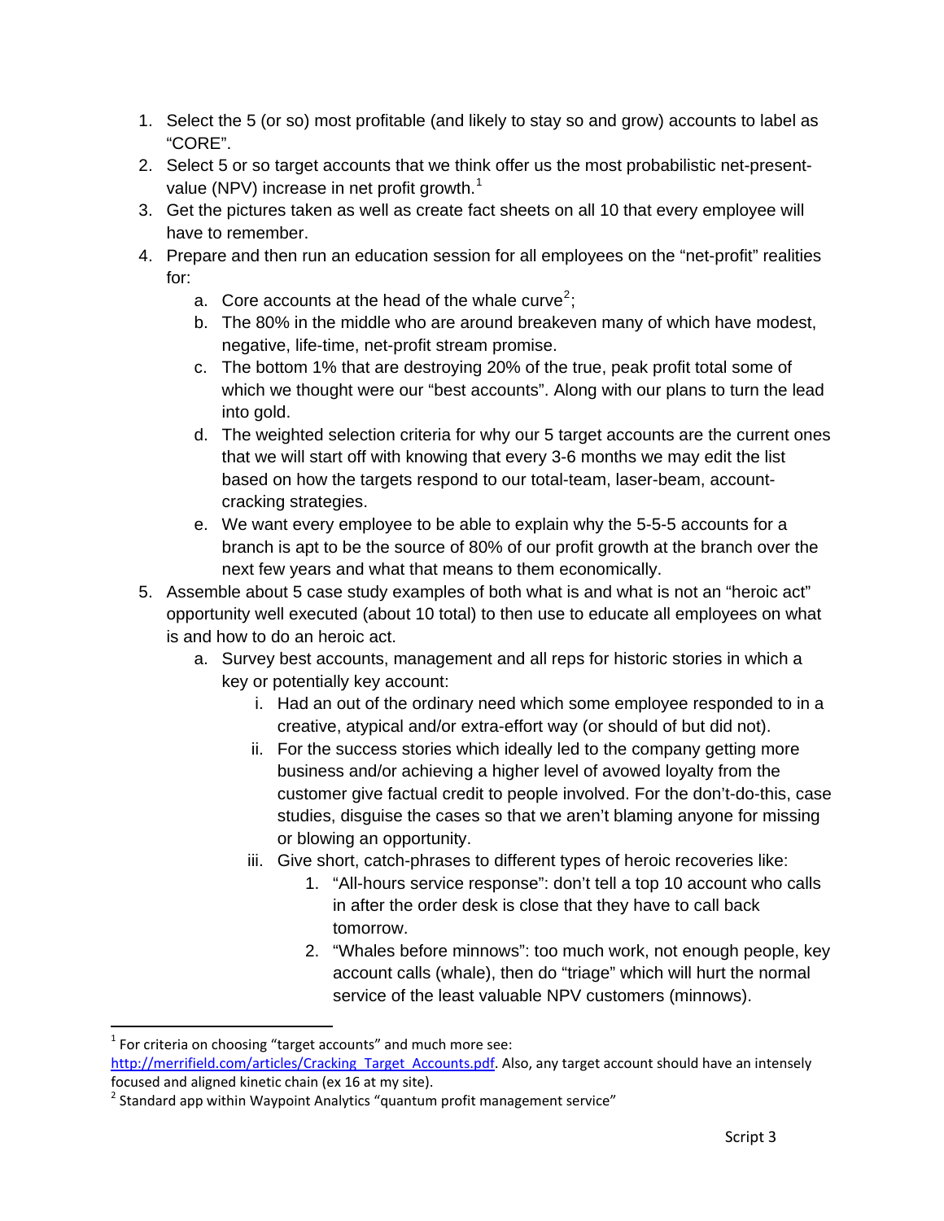1. Select the 5 (or so) most profitable (and likely to stay so and grow) accounts to label as "CORE".
2. Select 5 or so target accounts that we think offer us the most probabilistic net-present-value (NPV) increase in net profit growth.[1]
3. Get the pictures taken as well as create fact sheets on all 10 that every employee will have to remember.
4. Prepare and then run an education session for all employees on the "net-profit" realities for:
   a. Core accounts at the head of the whale curve[2];
   b. The 80% in the middle who are around breakeven many of which have modest, negative, life-time, net-profit stream promise.
   c. The bottom 1% that are destroying 20% of the true, peak profit total some of which we thought were our "best accounts". Along with our plans to turn the lead into gold.
   d. The weighted selection criteria for why our 5 target accounts are the current ones that we will start off with knowing that every 3-6 months we may edit the list based on how the targets respond to our total-team, laser-beam, account-cracking strategies.
   e. We want every employee to be able to explain why the 5-5-5 accounts for a branch is apt to be the source of 80% of our profit growth at the branch over the next few years and what that means to them economically.
5. Assemble about 5 case study examples of both what is and what is not an "heroic act" opportunity well executed (about 10 total) to then use to educate all employees on what is and how to do an heroic act.
   a. Survey best accounts, management and all reps for historic stories in which a key or potentially key account:
      i. Had an out of the ordinary need which some employee responded to in a creative, atypical and/or extra-effort way (or should of but did not).
      ii. For the success stories which ideally led to the company getting more business and/or achieving a higher level of avowed loyalty from the customer give factual credit to people involved. For the don't-do-this, case studies, disguise the cases so that we aren't blaming anyone for missing or blowing an opportunity.
      iii. Give short, catch-phrases to different types of heroic recoveries like:
         1. "All-hours service response": don't tell a top 10 account who calls in after the order desk is close that they have to call back tomorrow.
         2. "Whales before minnows": too much work, not enough people, key account calls (whale), then do "triage" which will hurt the normal service of the least valuable NPV customers (minnows).

---

[1] For criteria on choosing "target accounts" and much more see: http://merrifield.com/articles/Cracking_Target_Accounts.pdf. Also, any target account should have an intensely focused and aligned kinetic chain (ex 16 at my site).

[2] Standard app within Waypoint Analytics "quantum profit management service"

Script 3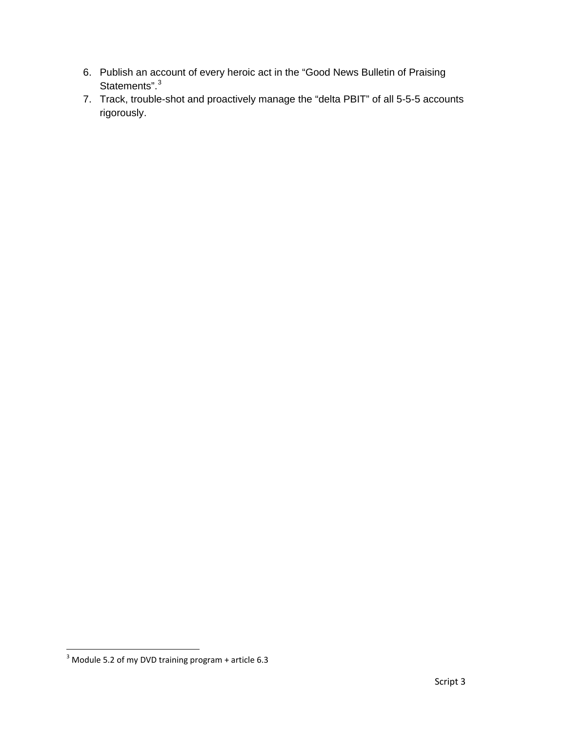6. Publish an account of every heroic act in the "Good News Bulletin of Praising Statements".[3]
7. Track, trouble-shot and proactively manage the "delta PBIT" of all 5-5-5 accounts rigorously.

[3] Module 5.2 of my DVD training program + article 6.3